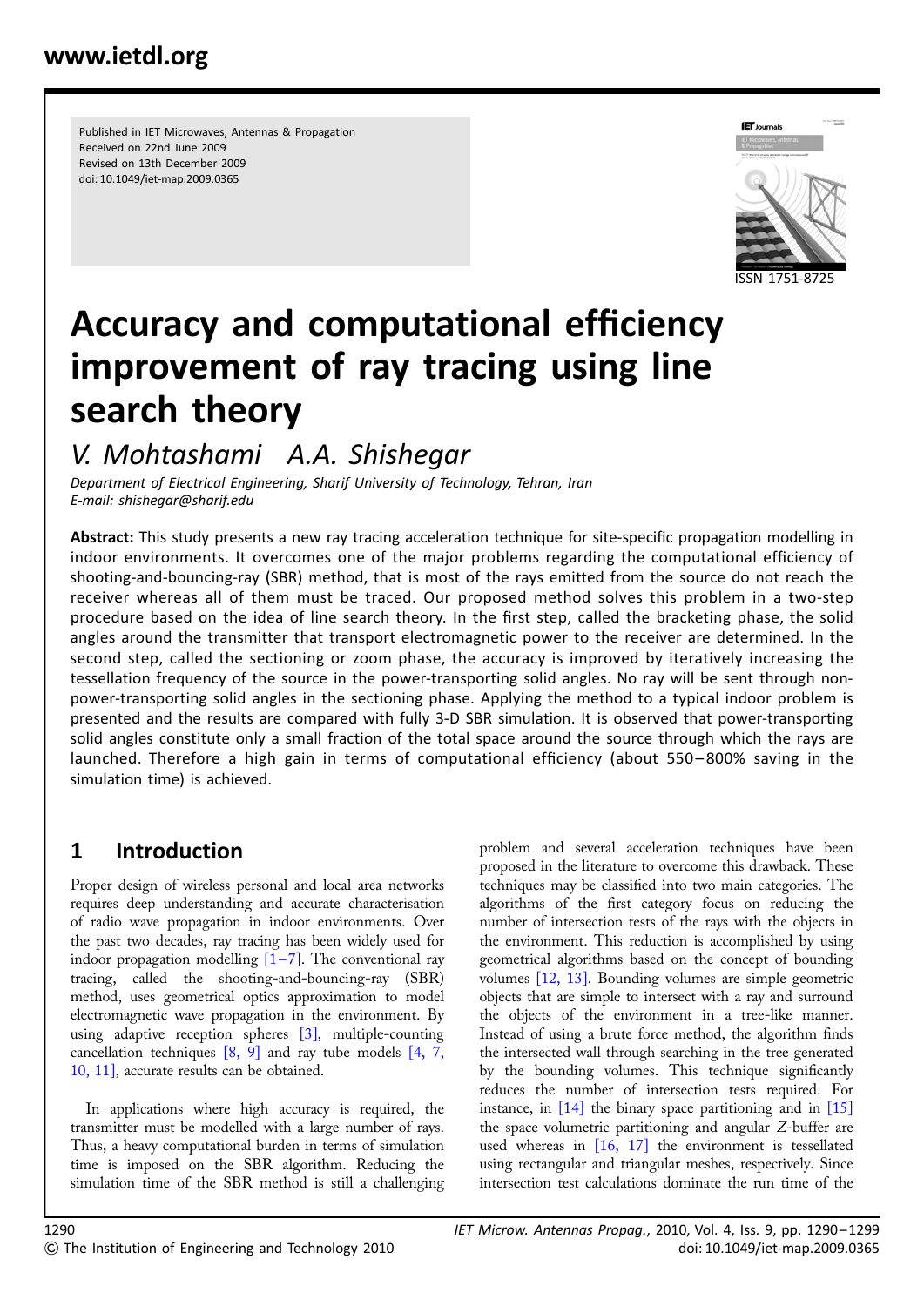Published in IET Microwaves, Antennas & Propagation
Received on 22nd June 2009
Revised on 13th December 2009
doi: 10.1049/iet-map.2009.0365

ISSN 1751-8725

# Accuracy and computational efficiency improvement of ray tracing using line search theory

*V. Mohtashami A.A. Shishegar*

*Department of Electrical Engineering, Sharif University of Technology, Tehran, Iran*
*E-mail: shishegar@sharif.edu*

**Abstract:** This study presents a new ray tracing acceleration technique for site-specific propagation modelling in indoor environments. It overcomes one of the major problems regarding the computational efficiency of shooting-and-bouncing-ray (SBR) method, that is most of the rays emitted from the source do not reach the receiver whereas all of them must be traced. Our proposed method solves this problem in a two-step procedure based on the idea of line search theory. In the first step, called the bracketing phase, the solid angles around the transmitter that transport electromagnetic power to the receiver are determined. In the second step, called the sectioning or zoom phase, the accuracy is improved by iteratively increasing the tessellation frequency of the source in the power-transporting solid angles. No ray will be sent through non-power-transporting solid angles in the sectioning phase. Applying the method to a typical indoor problem is presented and the results are compared with fully 3-D SBR simulation. It is observed that power-transporting solid angles constitute only a small fraction of the total space around the source through which the rays are launched. Therefore a high gain in terms of computational efficiency (about 550–800% saving in the simulation time) is achieved.

## 1 Introduction

Proper design of wireless personal and local area networks requires deep understanding and accurate characterisation of radio wave propagation in indoor environments. Over the past two decades, ray tracing has been widely used for indoor propagation modelling [1–7]. The conventional ray tracing, called the shooting-and-bouncing-ray (SBR) method, uses geometrical optics approximation to model electromagnetic wave propagation in the environment. By using adaptive reception spheres [3], multiple-counting cancellation techniques [8, 9] and ray tube models [4, 7, 10, 11], accurate results can be obtained.

In applications where high accuracy is required, the transmitter must be modelled with a large number of rays. Thus, a heavy computational burden in terms of simulation time is imposed on the SBR algorithm. Reducing the simulation time of the SBR method is still a challenging problem and several acceleration techniques have been proposed in the literature to overcome this drawback. These techniques may be classified into two main categories. The algorithms of the first category focus on reducing the number of intersection tests of the rays with the objects in the environment. This reduction is accomplished by using geometrical algorithms based on the concept of bounding volumes [12, 13]. Bounding volumes are simple geometric objects that are simple to intersect with a ray and surround the objects of the environment in a tree-like manner. Instead of using a brute force method, the algorithm finds the intersected wall through searching in the tree generated by the bounding volumes. This technique significantly reduces the number of intersection tests required. For instance, in [14] the binary space partitioning and in [15] the space volumetric partitioning and angular Z-buffer are used whereas in [16, 17] the environment is tessellated using rectangular and triangular meshes, respectively. Since intersection test calculations dominate the run time of the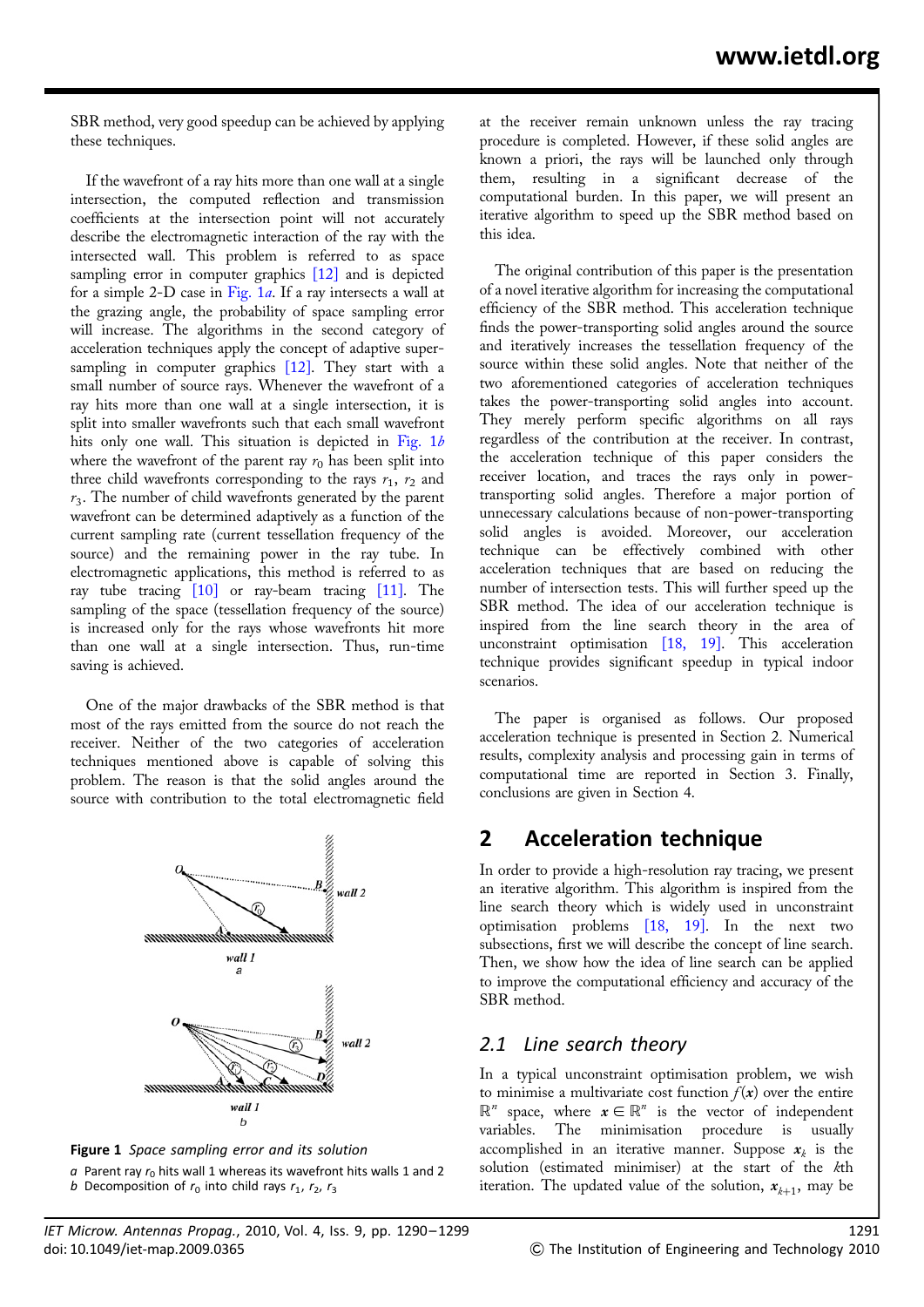SBR method, very good speedup can be achieved by applying these techniques.

If the wavefront of a ray hits more than one wall at a single intersection, the computed reflection and transmission coefficients at the intersection point will not accurately describe the electromagnetic interaction of the ray with the intersected wall. This problem is referred to as space sampling error in computer graphics [12] and is depicted for a simple 2-D case in Fig. 1*a*. If a ray intersects a wall at the grazing angle, the probability of space sampling error will increase. The algorithms in the second category of acceleration techniques apply the concept of adaptive super-sampling in computer graphics [12]. They start with a small number of source rays. Whenever the wavefront of a ray hits more than one wall at a single intersection, it is split into smaller wavefronts such that each small wavefront hits only one wall. This situation is depicted in Fig. 1*b* where the wavefront of the parent ray $r_0$ has been split into three child wavefronts corresponding to the rays $r_1$, $r_2$ and $r_3$. The number of child wavefronts generated by the parent wavefront can be determined adaptively as a function of the current sampling rate (current tessellation frequency of the source) and the remaining power in the ray tube. In electromagnetic applications, this method is referred to as ray tube tracing [10] or ray-beam tracing [11]. The sampling of the space (tessellation frequency of the source) is increased only for the rays whose wavefronts hit more than one wall at a single intersection. Thus, run-time saving is achieved.

One of the major drawbacks of the SBR method is that most of the rays emitted from the source do not reach the receiver. Neither of the two categories of acceleration techniques mentioned above is capable of solving this problem. The reason is that the solid angles around the source with contribution to the total electromagnetic field at the receiver remain unknown unless the ray tracing procedure is completed. However, if these solid angles are known a priori, the rays will be launched only through them, resulting in a significant decrease of the computational burden. In this paper, we will present an iterative algorithm to speed up the SBR method based on this idea.

**Figure 1** *Space sampling error and its solution*

*a* Parent ray $r_0$ hits wall 1 whereas its wavefront hits walls 1 and 2
*b* Decomposition of $r_0$ into child rays $r_1$, $r_2$, $r_3$

The original contribution of this paper is the presentation of a novel iterative algorithm for increasing the computational efficiency of the SBR method. This acceleration technique finds the power-transporting solid angles around the source and iteratively increases the tessellation frequency of the source within these solid angles. Note that neither of the two aforementioned categories of acceleration techniques takes the power-transporting solid angles into account. They merely perform specific solid algorithms on all rays regardless of the contribution at the receiver. In contrast, the acceleration technique of this paper considers the receiver location, and traces the rays only in power-transporting solid angles. Therefore a major portion of unnecessary calculations because of non-power-transporting solid angles is avoided. Moreover, our acceleration technique can be effectively combined with other acceleration techniques that are based on reducing the number of intersection tests. This will further speed up the SBR method. The idea of our acceleration technique is inspired from the line search theory in the area of unconstraint optimisation [18, 19]. This acceleration technique provides significant speedup in typical indoor scenarios.

The paper is organised as follows. Our proposed acceleration technique is presented in Section 2. Numerical results, complexity analysis and processing gain in terms of computational time are reported in Section 3. Finally, conclusions are given in Section 4.

## 2 Acceleration technique

In order to provide a high-resolution ray tracing, we present an iterative algorithm. This algorithm is inspired from the line search theory which is widely used in unconstraint optimisation problems [18, 19]. In the next two subsections, first we will describe the concept of line search. Then, we show how the idea of line search can be applied to improve the computational efficiency and accuracy of the SBR method.

### 2.1 Line search theory

In a typical unconstraint optimisation problem, we wish to minimise a multivariate cost function $f(\mathbf{x})$ over the entire $\mathbb{R}^n$ space, where $\mathbf{x} \in \mathbb{R}^n$ is the vector of independent variables. The minimisation procedure is usually accomplished in an iterative manner. Suppose $\mathbf{x}_k$ is the solution (estimated minimiser) at the start of the $k$th iteration. The updated value of the solution, $\mathbf{x}_{k+1}$, may be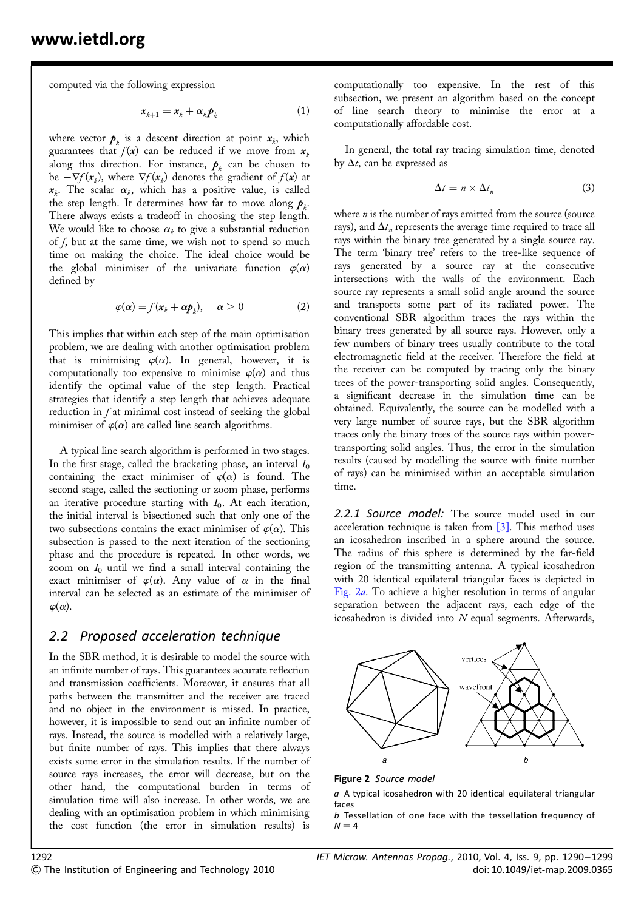computed via the following expression

$$\boldsymbol{x}_{k+1} = \boldsymbol{x}_k + \alpha_k \boldsymbol{p}_k \tag{1}$$

where vector $\boldsymbol{p}_k$ is a descent direction at point $\boldsymbol{x}_k$, which guarantees that $f(\boldsymbol{x})$ can be reduced if we move from $\boldsymbol{x}_k$ along this direction. For instance, $\boldsymbol{p}_k$ can be chosen to be $-\nabla f(\boldsymbol{x}_k)$, where $\nabla f(\boldsymbol{x}_k)$ denotes the gradient of $f(\boldsymbol{x})$ at $\boldsymbol{x}_k$. The scalar $\alpha_k$, which has a positive value, is called the step length. It determines how far to move along $\boldsymbol{p}_k$. There always exists a tradeoff in choosing the step length. We would like to choose $\alpha_k$ to give a substantial reduction of $f$, but at the same time, we wish not to spend so much time on making the choice. The ideal choice would be the global minimiser of the univariate function $\varphi(\alpha)$ defined by

$$\varphi(\alpha) = f(\boldsymbol{x}_k + \alpha \boldsymbol{p}_k), \quad \alpha > 0 \tag{2}$$

This implies that within each step of the main optimisation problem, we are dealing with another optimisation problem that is minimising $\varphi(\alpha)$. In general, however, it is computationally too expensive to minimise $\varphi(\alpha)$ and thus identify the optimal value of the step length. Practical strategies that identify a step length that achieves adequate reduction in $f$ at minimal cost instead of seeking the global minimiser of $\varphi(\alpha)$ are called line search algorithms.

A typical line search algorithm is performed in two stages. In the first stage, called the bracketing phase, an interval $I_0$ containing the exact minimiser of $\varphi(\alpha)$ is found. The second stage, called the sectioning or zoom phase, performs an iterative procedure starting with $I_0$. At each iteration, the initial interval is bisectioned such that only one of the two subsections contains the exact minimiser of $\varphi(\alpha)$. This subsection is passed to the next iteration of the sectioning phase and the procedure is repeated. In other words, we zoom on $I_0$ until we find a small interval containing the exact minimiser of $\varphi(\alpha)$. Any value of $\alpha$ in the final interval can be selected as an estimate of the minimiser of $\varphi(\alpha)$.

## 2.2 Proposed acceleration technique

In the SBR method, it is desirable to model the source with an infinite number of rays. This guarantees accurate reflection and transmission coefficients. Moreover, it ensures that all paths between the transmitter and the receiver are traced and no object in the environment is missed. In practice, however, it is impossible to send out an infinite number of rays. Instead, the source is modelled with a relatively large, but finite number of rays. This implies that there always exists some error in the simulation results. If the number of source rays increases, the error will decrease, but on the other hand, the computational burden in terms of simulation time will also increase. In other words, we are dealing with an optimisation problem in which minimising the cost function (the error in simulation results) is computationally too expensive. In the rest of this subsection, we present an algorithm based on the concept of line search theory to minimise the error at a computationally affordable cost.

In general, the total ray tracing simulation time, denoted by $\Delta t$, can be expressed as

$$\Delta t = n \times \Delta t_n \tag{3}$$

where $n$ is the number of rays emitted from the source (source rays), and $\Delta t_n$ represents the average time required to trace all rays within the binary tree generated by a single source ray. The term 'binary tree' refers to the tree-like sequence of rays generated by a source ray at the consecutive intersections with the walls of the environment. Each source ray represents a small solid angle around the source and transports some part of its radiated power. The conventional SBR algorithm traces the rays within the binary trees generated by all source rays. However, only a few numbers of binary trees usually contribute to the total electromagnetic field at the receiver. Therefore the field at the receiver can be computed by tracing only the binary trees of the power-transporting solid angles. Consequently, a significant decrease in the simulation time can be obtained. Equivalently, the source can be modelled with a very large number of source rays, but the SBR algorithm traces only the binary trees of the source rays within power-transporting solid angles. Thus, the error in the simulation results (caused by modelling the source with finite number of rays) can be minimised within an acceptable simulation time.

*2.2.1 Source model:* The source model used in our acceleration technique is taken from [3]. This method uses an icosahedron inscribed in a sphere around the source. The radius of this sphere is determined by the far-field region of the transmitting antenna. A typical icosahedron with 20 identical equilateral triangular faces is depicted in Fig. 2*a*. To achieve a higher resolution in terms of angular separation between the adjacent rays, each edge of the icosahedron is divided into $N$ equal segments. Afterwards,

vertices
wavefront
*a*
*b*

**Figure 2** *Source model*

*a* A typical icosahedron with 20 identical equilateral triangular faces

*b* Tessellation of one face with the tessellation frequency of $N = 4$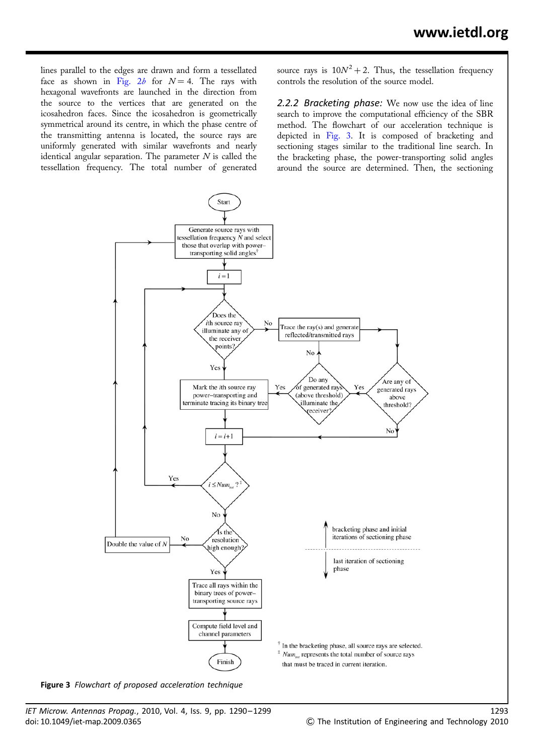lines parallel to the edges are drawn and form a tessellated face as shown in Fig. 2*b* for $N = 4$. The rays with hexagonal wavefronts are launched in the direction from the source to the vertices that are generated on the icosahedron faces. Since the icosahedron is geometrically symmetrical around its centre, in which the phase centre of the transmitting antenna is located, the source rays are uniformly generated with similar wavefronts and nearly identical angular separation. The parameter $N$ is called the tessellation frequency. The total number of generated source rays is $10N^2 + 2$. Thus, the tessellation frequency controls the resolution of the source model.

### 2.2.2 Bracketing phase:

We now use the idea of line search to improve the computational efficiency of the SBR method. The flowchart of our acceleration technique is depicted in Fig. 3. It is composed of bracketing and sectioning stages similar to the traditional line search. In the bracketing phase, the power-transporting solid angles around the source are determined. Then, the sectioning

**Figure 3** *Flowchart of proposed acceleration technique*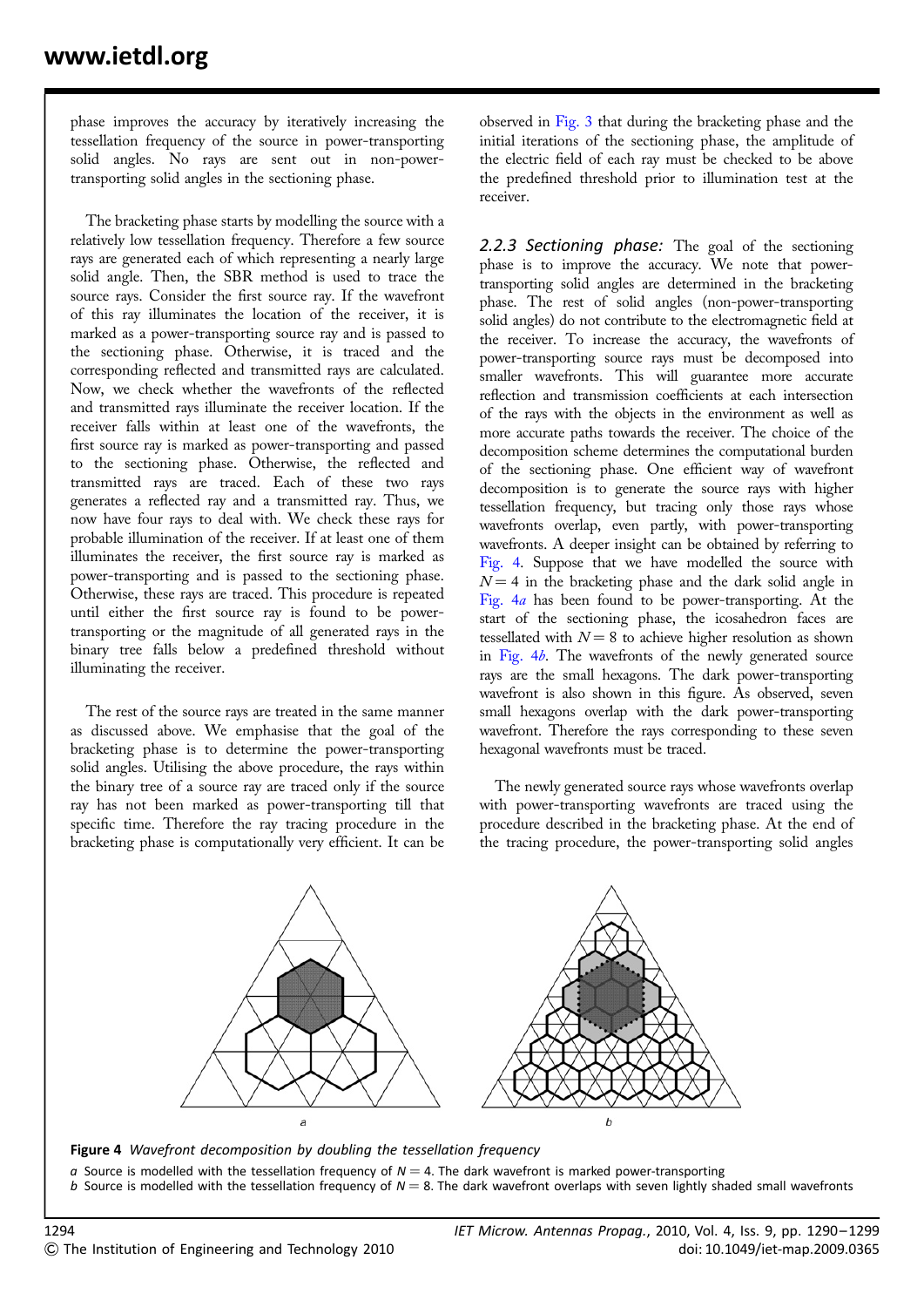phase improves the accuracy by iteratively increasing the tessellation frequency of the source in power-transporting solid angles. No rays are sent out in non-power-transporting solid angles in the sectioning phase.

The bracketing phase starts by modelling the source with a relatively low tessellation frequency. Therefore a few source rays are generated each of which representing a nearly large solid angle. Then, the SBR method is used to trace the source rays. Consider the first source ray. If the wavefront of this ray illuminates the location of the receiver, it is marked as a power-transporting source ray and is passed to the sectioning phase. Otherwise, it is traced and the corresponding reflected and transmitted rays are calculated. Now, we check whether the wavefronts of the reflected and transmitted rays illuminate the receiver location. If the receiver falls within at least one of the wavefronts, the first source ray is marked as power-transporting and passed to the sectioning phase. Otherwise, the reflected and transmitted rays are traced. Each of these two rays generates a reflected ray and a transmitted ray. Thus, we now have four rays to deal with. We check these rays for probable illumination of the receiver. If at least one of them illuminates the receiver, the first source ray is marked as power-transporting and is passed to the sectioning phase. Otherwise, these rays are traced. This procedure is repeated until either the first source ray is found to be power-transporting or the magnitude of all generated rays in the binary tree falls below a predefined threshold without illuminating the receiver.

The rest of the source rays are treated in the same manner as discussed above. We emphasise that the goal of the bracketing phase is to determine the power-transporting solid angles. Utilising the above procedure, the rays within the binary tree of a source ray are traced only if the source ray has not been marked as power-transporting till that specific time. Therefore the ray tracing procedure in the bracketing phase is computationally very efficient. It can be observed in Fig. 3 that during the bracketing phase and the initial iterations of the sectioning phase, the amplitude of the electric field of each ray must be checked to be above the predefined threshold prior to illumination test at the receiver.

### 2.2.3 Sectioning phase:

The goal of the sectioning phase is to improve the accuracy. We note that power-transporting solid angles are determined in the bracketing phase. The rest of solid angles (non-power-transporting solid angles) do not contribute to the electromagnetic field at the receiver. To increase the accuracy, the wavefronts of power-transporting source rays must be decomposed into smaller wavefronts. This will guarantee more accurate reflection and transmission coefficients at each intersection of the rays with the objects in the environment as well as more accurate paths towards the receiver. The choice of the decomposition scheme determines the computational burden of the sectioning phase. One efficient way of wavefront decomposition is to generate the source rays with higher tessellation frequency, but tracing only those rays whose wavefronts overlap, even partly, with power-transporting wavefronts. A deeper insight can be obtained by referring to Fig. 4. Suppose that we have modelled the source with $N = 4$ in the bracketing phase and the dark solid angle in Fig. 4*a* has been found to be power-transporting. At the start of the sectioning phase, the icosahedron faces are tessellated with $N = 8$ to achieve higher resolution as shown in Fig. 4*b*. The wavefronts of the newly generated source rays are the small hexagons. The dark power-transporting wavefront is also shown in this figure. As observed, seven small hexagons overlap with the dark power-transporting wavefront. Therefore the rays corresponding to these seven hexagonal wavefronts must be traced.

The newly generated source rays whose wavefronts overlap with power-transporting wavefronts are traced using the procedure described in the bracketing phase. At the end of the tracing procedure, the power-transporting solid angles

**Figure 4** *Wavefront decomposition by doubling the tessellation frequency*

*a* Source is modelled with the tessellation frequency of $N = 4$. The dark wavefront is marked power-transporting
*b* Source is modelled with the tessellation frequency of $N = 8$. The dark wavefront overlaps with seven lightly shaded small wavefronts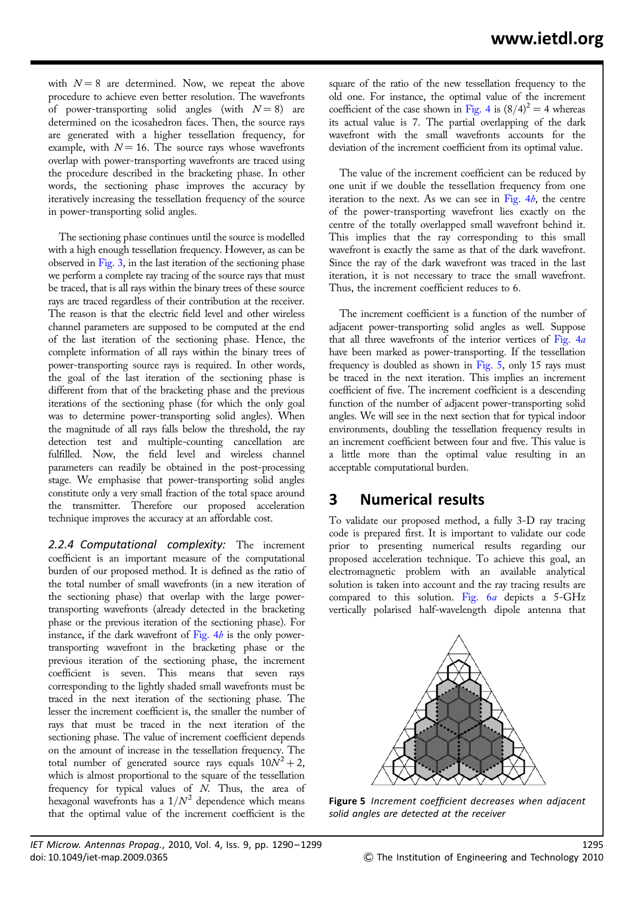with $N = 8$ are determined. Now, we repeat the above procedure to achieve even better resolution. The wavefronts of power-transporting solid angles (with $N = 8$) are determined on the icosahedron faces. Then, the source rays are generated with a higher tessellation frequency, for example, with $N = 16$. The source rays whose wavefronts overlap with power-transporting wavefronts are traced using the procedure described in the bracketing phase. In other words, the sectioning phase improves the accuracy by iteratively increasing the tessellation frequency of the source in power-transporting solid angles.

The sectioning phase continues until the source is modelled with a high enough tessellation frequency. However, as can be observed in Fig. 3, in the last iteration of the sectioning phase we perform a complete ray tracing of the source rays that must be traced, that is all rays within the binary trees of these source rays are traced regardless of their contribution at the receiver. The reason is that the electric field level and other wireless channel parameters are supposed to be computed at the end of the last iteration of the sectioning phase. Hence, the complete information of all rays within the binary trees of power-transporting source rays is required. In other words, the goal of the last iteration of the sectioning phase is different from that of the bracketing phase and the previous iterations of the sectioning phase (for which the only goal was to determine power-transporting solid angles). When the magnitude of all rays falls below the threshold, the ray detection test and multiple-counting cancellation are fulfilled. Now, the field level and wireless channel parameters can readily be obtained in the post-processing stage. We emphasise that power-transporting solid angles constitute only a very small fraction of the total space around the transmitter. Therefore our proposed acceleration technique improves the accuracy at an affordable cost.

*2.2.4 Computational complexity:* The increment coefficient is an important measure of the computational burden of our proposed method. It is defined as the ratio of the total number of small wavefronts (in a new iteration of the sectioning phase) that overlap with the large power-transporting wavefronts (already detected in the bracketing phase or the previous iteration of the sectioning phase). For instance, if the dark wavefront of Fig. 4*b* is the only power-transporting wavefront in the bracketing phase or the previous iteration of the sectioning phase, the increment coefficient is seven. This means that seven rays corresponding to the lightly shaded small wavefronts must be traced in the next iteration of the sectioning phase. The lesser the increment coefficient is, the smaller the number of rays that must be traced in the next iteration of the sectioning phase. The value of increment coefficient depends on the amount of increase in the tessellation frequency. The total number of generated source rays equals $10N^2 + 2$, which is almost proportional to the square of the tessellation frequency for typical values of $N$. Thus, the area of hexagonal wavefronts has a $1/N^2$ dependence which means that the optimal value of the increment coefficient is the square of the ratio of the new tessellation frequency to the old one. For instance, the optimal value of the increment coefficient of the case shown in Fig. 4 is $(8/4)^2 = 4$ whereas its actual value is 7. The partial overlapping of the dark wavefront with the small wavefronts accounts for the deviation of the increment coefficient from its optimal value.

The value of the increment coefficient can be reduced by one unit if we double the tessellation frequency from one iteration to the next. As we can see in Fig. 4*b*, the centre of the power-transporting wavefront lies exactly on the centre of the totally overlapped small wavefront behind it. This implies that the ray corresponding to this small wavefront is exactly the same as that of the dark wavefront. Since the ray of the dark wavefront was traced in the last iteration, it is not necessary to trace the small wavefront. Thus, the increment coefficient reduces to 6.

The increment coefficient is a function of the number of adjacent power-transporting solid angles as well. Suppose that all three wavefronts of the interior vertices of Fig. 4*a* have been marked as power-transporting. If the tessellation frequency is doubled as shown in Fig. 5, only 15 rays must be traced in the next iteration. This implies an increment coefficient of five. The increment coefficient is a descending function of the number of adjacent power-transporting solid angles. We will see in the next section that for typical indoor environments, doubling the tessellation frequency results in an increment coefficient between four and five. This value is a little more than the optimal value resulting in an acceptable computational burden.

## 3 Numerical results

To validate our proposed method, a fully 3-D ray tracing code is prepared first. It is important to validate our code prior to presenting numerical results regarding our proposed acceleration technique. To achieve this goal, an electromagnetic problem with an available analytical solution is taken into account and the ray tracing results are compared to this solution. Fig. 6*a* depicts a 5-GHz vertically polarised half-wavelength dipole antenna that

**Figure 5** *Increment coefficient decreases when adjacent solid angles are detected at the receiver*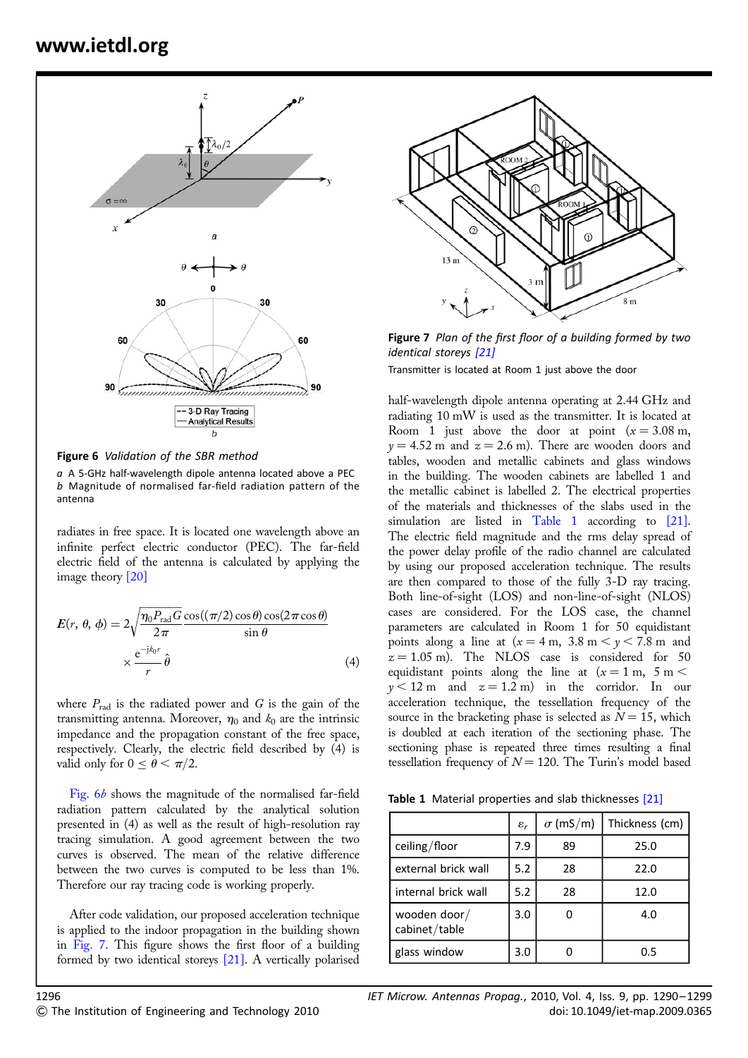Figure 6 *Validation of the SBR method*

*a* A 5-GHz half-wavelength dipole antenna located above a PEC
*b* Magnitude of normalised far-field radiation pattern of the antenna

radiates in free space. It is located one wavelength above an infinite perfect electric conductor (PEC). The far-field electric field of the antenna is calculated by applying the image theory [20]

$$\boldsymbol{E}(r,\theta,\phi) = 2\sqrt{\frac{\eta_0 P_{\text{rad}} G}{2\pi}} \frac{\cos((\pi/2)\cos\theta)\cos(2\pi\cos\theta)}{\sin\theta} \times \frac{e^{-jk_0 r}}{r}\hat{\theta} \tag{4}$$

where $P_{\text{rad}}$ is the radiated power and $G$ is the gain of the transmitting antenna. Moreover, $\eta_0$ and $k_0$ are the intrinsic impedance and the propagation constant of the free space, respectively. Clearly, the electric field described by (4) is valid only for $0 \le \theta < \pi/2$.

Fig. 6*b* shows the magnitude of the normalised far-field radiation pattern calculated by the analytical solution presented in (4) as well as the result of high-resolution ray tracing simulation. A good agreement between the two curves is observed. The mean of the relative difference between the two curves is computed to be less than 1%. Therefore our ray tracing code is working properly.

After code validation, our proposed acceleration technique is applied to the indoor propagation in the building shown in Fig. 7. This figure shows the first floor of a building formed by two identical storeys [21]. A vertically polarised half-wavelength dipole antenna operating at 2.44 GHz and radiating 10 mW is used as the transmitter. It is located at Room 1 just above the door at point ($x = 3.08$ m, $y = 4.52$ m and $z = 2.6$ m). There are wooden doors and tables, wooden and metallic cabinets and glass windows in the building. The wooden cabinets are labelled 1 and the metallic cabinet is labelled 2. The electrical properties of the materials and thicknesses of the slabs used in the simulation are listed in Table 1 according to [21]. The electric field magnitude and the rms delay spread of the power delay profile of the radio channel are calculated by using our proposed acceleration technique. The results are then compared to those of the fully 3-D ray tracing. Both line-of-sight (LOS) and non-line-of-sight (NLOS) cases are considered. For the LOS case, the channel parameters are calculated in Room 1 for 50 equidistant points along a line at ($x = 4$ m, $3.8$ m $< y < 7.8$ m and $z = 1.05$ m). The NLOS case is considered for 50 equidistant points along the line at ($x = 1$ m, $5$ m $< y < 12$ m and $z = 1.2$ m) in the corridor. In our acceleration technique, the tessellation frequency of the source in the bracketing phase is selected as $N = 15$, which is doubled at each iteration of the sectioning phase. The sectioning phase is repeated three times resulting a final tessellation frequency of $N = 120$. The Turin's model based

Figure 7 *Plan of the first floor of a building formed by two identical storeys [21]*

Transmitter is located at Room 1 just above the door

Table 1 Material properties and slab thicknesses [21]

| | $\varepsilon_r$ | $\sigma$ (mS/m) | Thickness (cm) |
|---|---|---|---|
| ceiling/floor | 7.9 | 89 | 25.0 |
| external brick wall | 5.2 | 28 | 22.0 |
| internal brick wall | 5.2 | 28 | 12.0 |
| wooden door/cabinet/table | 3.0 | 0 | 4.0 |
| glass window | 3.0 | 0 | 0.5 |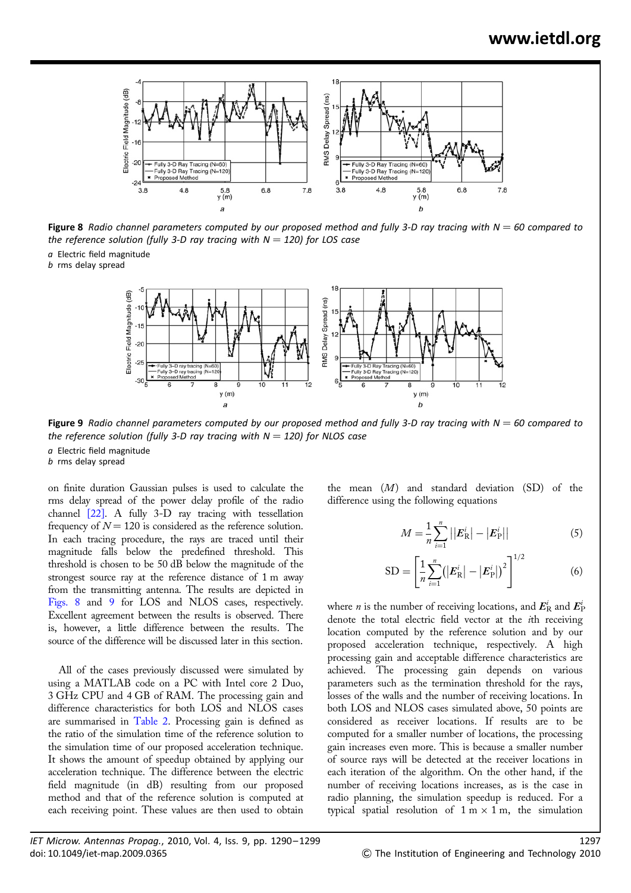Figure 8 *Radio channel parameters computed by our proposed method and fully 3-D ray tracing with N = 60 compared to the reference solution (fully 3-D ray tracing with N = 120) for LOS case*

*a* Electric field magnitude
*b* rms delay spread

Figure 9 *Radio channel parameters computed by our proposed method and fully 3-D ray tracing with N = 60 compared to the reference solution (fully 3-D ray tracing with N = 120) for NLOS case*

*a* Electric field magnitude
*b* rms delay spread

on finite duration Gaussian pulses is used to calculate the rms delay spread of the power delay profile of the radio channel [22]. A fully 3-D ray tracing with tessellation frequency of $N = 120$ is considered as the reference solution. In each tracing procedure, the rays are traced until their magnitude falls below the predefined threshold. This threshold is chosen to be 50 dB below the magnitude of the strongest source ray at the reference distance of 1 m away from the transmitting antenna. The results are depicted in Figs. 8 and 9 for LOS and NLOS cases, respectively. Excellent agreement between the results is observed. There is, however, a little difference between the results. The source of the difference will be discussed later in this section.

All of the cases previously discussed were simulated by using a MATLAB code on a PC with Intel core 2 Duo, 3 GHz CPU and 4 GB of RAM. The processing gain and difference characteristics for both LOS and NLOS cases are summarised in Table 2. Processing gain is defined as the ratio of the simulation time of the reference solution to the simulation time of our proposed acceleration technique. It shows the amount of speedup obtained by applying our acceleration technique. The difference between the electric field magnitude (in dB) resulting from our proposed method and that of the reference solution is computed at each receiving point. These values are then used to obtain the mean ($M$) and standard deviation (SD) of the difference using the following equations

$$M = \frac{1}{n}\sum_{i=1}^{n} \left||\boldsymbol{E}_{\mathrm{R}}^{i}| - |\boldsymbol{E}_{\mathrm{P}}^{i}|\right| \tag{5}$$

$$\mathrm{SD} = \left[\frac{1}{n}\sum_{i=1}^{n}\left(|\boldsymbol{E}_{\mathrm{R}}^{i}| - |\boldsymbol{E}_{\mathrm{P}}^{i}|\right)^{2}\right]^{1/2} \tag{6}$$

where $n$ is the number of receiving locations, and $\boldsymbol{E}_{\mathrm{R}}^{i}$ and $\boldsymbol{E}_{\mathrm{P}}^{i}$ denote the total electric field vector at the $i$th receiving location computed by the reference solution and by our proposed acceleration technique, respectively. A high processing gain and acceptable difference characteristics are achieved. The processing gain depends on various parameters such as the termination threshold for the rays, losses of the walls and the number of receiving locations. In both LOS and NLOS cases simulated above, 50 points are considered as receiver locations. If results are to be computed for a smaller number of locations, the processing gain increases even more. This is because a smaller number of source rays will be detected at the receiver locations in each iteration of the algorithm. On the other hand, if the number of receiving locations increases, as is the case in radio planning, the simulation speedup is reduced. For a typical spatial resolution of 1 m × 1 m, the simulation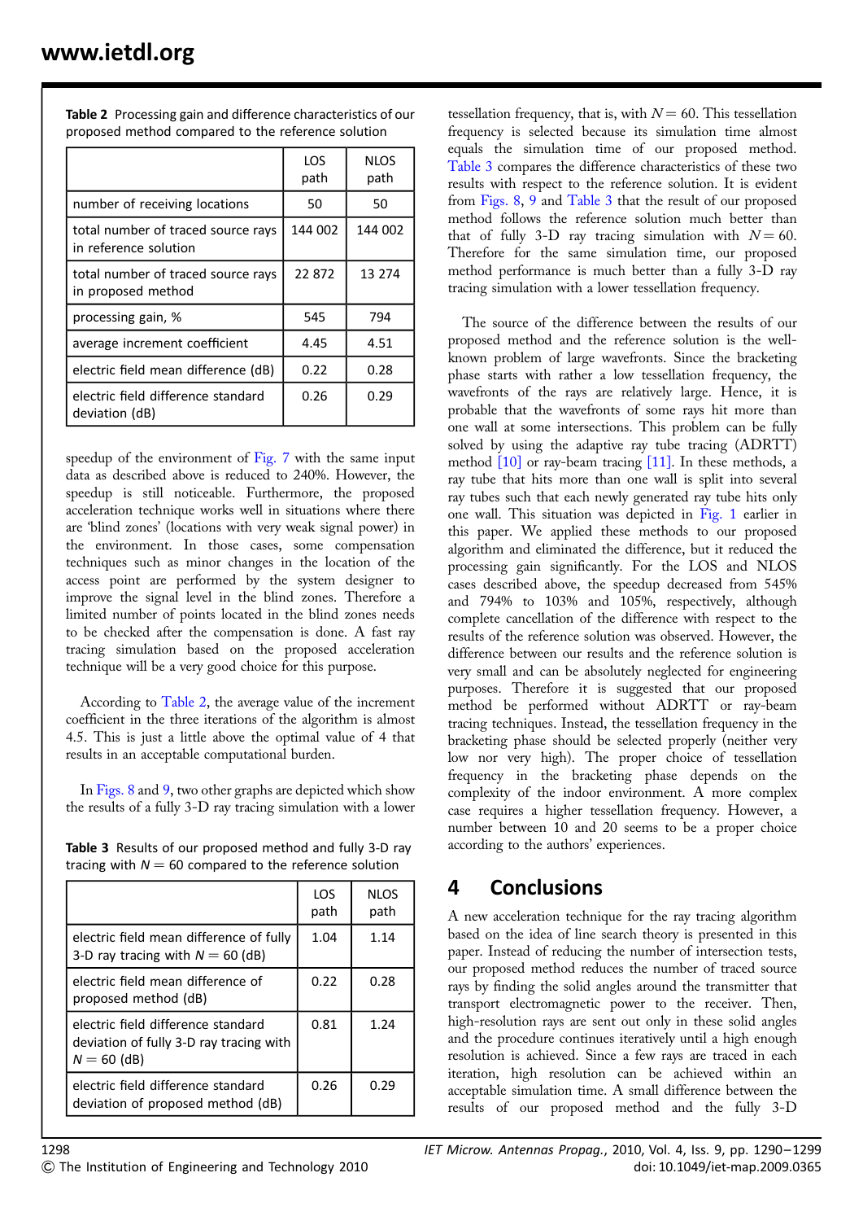Table 2 Processing gain and difference characteristics of our proposed method compared to the reference solution

| | LOS path | NLOS path |
|---|---|---|
| number of receiving locations | 50 | 50 |
| total number of traced source rays in reference solution | 144 002 | 144 002 |
| total number of traced source rays in proposed method | 22 872 | 13 274 |
| processing gain, % | 545 | 794 |
| average increment coefficient | 4.45 | 4.51 |
| electric field mean difference (dB) | 0.22 | 0.28 |
| electric field difference standard deviation (dB) | 0.26 | 0.29 |

speedup of the environment of Fig. 7 with the same input data as described above is reduced to 240%. However, the speedup is still noticeable. Furthermore, the proposed acceleration technique works well in situations where there are 'blind zones' (locations with very weak signal power) in the environment. In those cases, some compensation techniques such as minor changes in the location of the access point are performed by the system designer to improve the signal level in the blind zones. Therefore a limited number of points located in the blind zones needs to be checked after the compensation is done. A fast ray tracing simulation based on the proposed acceleration technique will be a very good choice for this purpose.

According to Table 2, the average value of the increment coefficient in the three iterations of the algorithm is almost 4.5. This is just a little above the optimal value of 4 that results in an acceptable computational burden.

In Figs. 8 and 9, two other graphs are depicted which show the results of a fully 3-D ray tracing simulation with a lower tessellation frequency, that is, with $N = 60$. This tessellation frequency is selected because its simulation time almost equals the simulation time of our proposed method. Table 3 compares the difference characteristics of these two results with respect to the reference solution. It is evident from Figs. 8, 9 and Table 3 that the result of our proposed method follows the reference solution much better than that of fully 3-D ray tracing simulation with $N = 60$. Therefore for the same simulation time, our proposed method performance is much better than a fully 3-D ray tracing simulation with a lower tessellation frequency.

Table 3 Results of our proposed method and fully 3-D ray tracing with $N = 60$ compared to the reference solution

| | LOS path | NLOS path |
|---|---|---|
| electric field mean difference of fully 3-D ray tracing with $N = 60$ (dB) | 1.04 | 1.14 |
| electric field mean difference of proposed method (dB) | 0.22 | 0.28 |
| electric field difference standard deviation of fully 3-D ray tracing with $N = 60$ (dB) | 0.81 | 1.24 |
| electric field difference standard deviation of proposed method (dB) | 0.26 | 0.29 |

The source of the difference between the results of our proposed method and the reference solution is the well-known problem of large wavefronts. Since the bracketing phase starts with rather a low tessellation frequency, the wavefronts of the rays are relatively large. Hence, it is probable that the wavefronts of some rays hit more than one wall at some intersections. This problem can be fully solved by using the adaptive ray tube tracing (ADRTT) method [10] or ray-beam tracing [11]. In these methods, a ray tube that hits more than one wall is split into several ray tubes such that each newly generated ray tube hits only one wall. This situation was depicted in Fig. 1 earlier in this paper. We applied these methods to our proposed algorithm and eliminated the difference, but it reduced the processing gain significantly. For the LOS and NLOS cases described above, the speedup decreased from 545% and 794% to 103% and 105%, respectively, although complete cancellation of the difference with respect to the results of the reference solution was observed. However, the difference between our results and the reference solution is very small and can be absolutely neglected for engineering purposes. Therefore it is suggested that our proposed method be performed without ADRTT or ray-beam tracing techniques. Instead, the tessellation frequency in the bracketing phase should be selected properly (neither very low nor very high). The proper choice of tessellation frequency in the bracketing phase depends on the complexity of the indoor environment. A more complex case requires a higher tessellation frequency. However, a number between 10 and 20 seems to be a proper choice according to the authors' experiences.

## 4 Conclusions

A new acceleration technique for the ray tracing algorithm based on the idea of line search theory is presented in this paper. Instead of reducing the number of intersection tests, our proposed method reduces the number of traced source rays by finding the solid angles around the transmitter that transport electromagnetic power to the receiver. Then, high-resolution rays are sent out only in these solid angles and the procedure continues iteratively until a high enough resolution is achieved. Since a few rays are traced in each iteration, high resolution can be achieved within an acceptable simulation time. A small difference between the results of our proposed method and the fully 3-D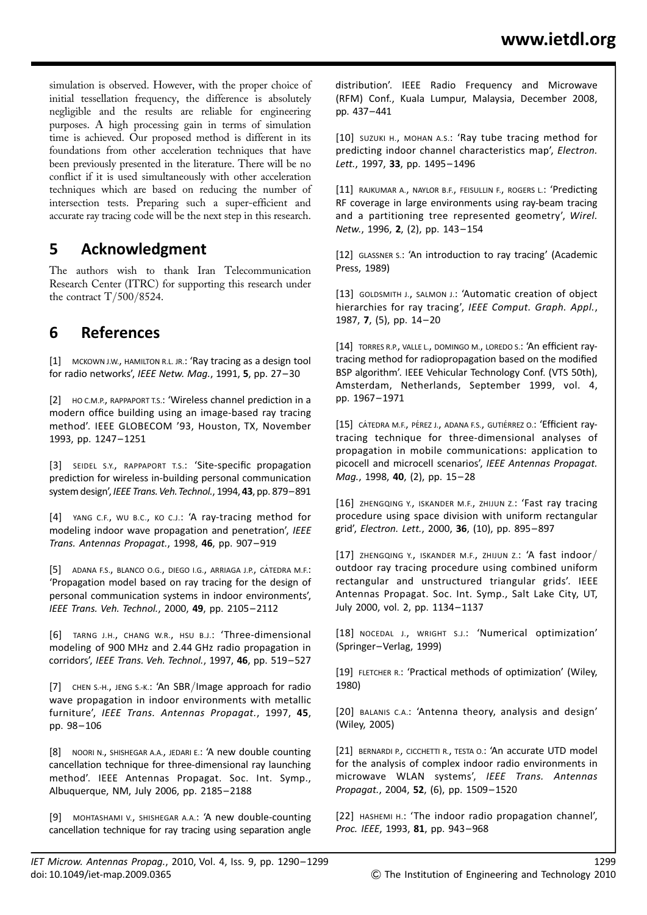simulation is observed. However, with the proper choice of initial tessellation frequency, the difference is absolutely negligible and the results are reliable for engineering purposes. A high processing gain in terms of simulation time is achieved. Our proposed method is different in its foundations from other acceleration techniques that have been previously presented in the literature. There will be no conflict if it is used simultaneously with other acceleration techniques which are based on reducing the number of intersection tests. Preparing such a super-efficient and accurate ray tracing code will be the next step in this research.

## 5 Acknowledgment

The authors wish to thank Iran Telecommunication Research Center (ITRC) for supporting this research under the contract T/500/8524.

## 6 References

[1] MCKOWN J.W., HAMILTON R.L. JR.: 'Ray tracing as a design tool for radio networks', *IEEE Netw. Mag.*, 1991, **5**, pp. 27–30

[2] HO C.M.P., RAPPAPORT T.S.: 'Wireless channel prediction in a modern office building using an image-based ray tracing method'. IEEE GLOBECOM '93, Houston, TX, November 1993, pp. 1247–1251

[3] SEIDEL S.Y., RAPPAPORT T.S.: 'Site-specific propagation prediction for wireless in-building personal communication system design', *IEEE Trans. Veh. Technol.*, 1994, **43**, pp. 879–891

[4] YANG C.F., WU B.C., KO C.J.: 'A ray-tracing method for modeling indoor wave propagation and penetration', *IEEE Trans. Antennas Propagat.*, 1998, **46**, pp. 907–919

[5] ADANA F.S., BLANCO O.G., DIEGO I.G., ARRIAGA J.P., CÁTEDRA M.F.: 'Propagation model based on ray tracing for the design of personal communication systems in indoor environments', *IEEE Trans. Veh. Technol.*, 2000, **49**, pp. 2105–2112

[6] TARNG J.H., CHANG W.R., HSU B.J.: 'Three-dimensional modeling of 900 MHz and 2.44 GHz radio propagation in corridors', *IEEE Trans. Veh. Technol.*, 1997, **46**, pp. 519–527

[7] CHEN S.-H., JENG S.-K.: 'An SBR/Image approach for radio wave propagation in indoor environments with metallic furniture', *IEEE Trans. Antennas Propagat.*, 1997, **45**, pp. 98–106

[8] NOORI N., SHISHEGAR A.A., JEDARI E.: 'A new double counting cancellation technique for three-dimensional ray launching method'. IEEE Antennas Propagat. Soc. Int. Symp., Albuquerque, NM, July 2006, pp. 2185–2188

[9] MOHTASHAMI V., SHISHEGAR A.A.: 'A new double-counting cancellation technique for ray tracing using separation angle distribution'. IEEE Radio Frequency and Microwave (RFM) Conf., Kuala Lumpur, Malaysia, December 2008, pp. 437–441

[10] SUZUKI H., MOHAN A.S.: 'Ray tube tracing method for predicting indoor channel characteristics map', *Electron. Lett.*, 1997, **33**, pp. 1495–1496

[11] RAJKUMAR A., NAYLOR B.F., FEISULLIN F., ROGERS L.: 'Predicting RF coverage in large environments using ray-beam tracing and a partitioning tree represented geometry', *Wirel. Netw.*, 1996, **2**, (2), pp. 143–154

[12] GLASSNER S.: 'An introduction to ray tracing' (Academic Press, 1989)

[13] GOLDSMITH J., SALMON J.: 'Automatic creation of object hierarchies for ray tracing', *IEEE Comput. Graph. Appl.*, 1987, **7**, (5), pp. 14–20

[14] TORRES R.P., VALLE L., DOMINGO M., LOREDO S.: 'An efficient ray-tracing method for radiopropagation based on the modified BSP algorithm'. IEEE Vehicular Technology Conf. (VTS 50th), Amsterdam, Netherlands, September 1999, vol. 4, pp. 1967–1971

[15] CÁTEDRA M.F., PÉREZ J., ADANA F.S., GUTIÉRREZ O.: 'Efficient ray-tracing technique for three-dimensional analyses of propagation in mobile communications: application to picocell and microcell scenarios', *IEEE Antennas Propagat. Mag.*, 1998, **40**, (2), pp. 15–28

[16] ZHENGQING Y., ISKANDER M.F., ZHIJUN Z.: 'Fast ray tracing procedure using space division with uniform rectangular grid', *Electron. Lett.*, 2000, **36**, (10), pp. 895–897

[17] ZHENGQING Y., ISKANDER M.F., ZHIJUN Z.: 'A fast indoor/outdoor ray tracing procedure using combined uniform rectangular and unstructured triangular grids'. IEEE Antennas Propagat. Soc. Int. Symp., Salt Lake City, UT, July 2000, vol. 2, pp. 1134–1137

[18] NOCEDAL J., WRIGHT S.J.: 'Numerical optimization' (Springer–Verlag, 1999)

[19] FLETCHER R.: 'Practical methods of optimization' (Wiley, 1980)

[20] BALANIS C.A.: 'Antenna theory, analysis and design' (Wiley, 2005)

[21] BERNARDI P., CICCHETTI R., TESTA O.: 'An accurate UTD model for the analysis of complex indoor radio environments in microwave WLAN systems', *IEEE Trans. Antennas Propagat.*, 2004, **52**, (6), pp. 1509–1520

[22] HASHEMI H.: 'The indoor radio propagation channel', *Proc. IEEE*, 1993, **81**, pp. 943–968